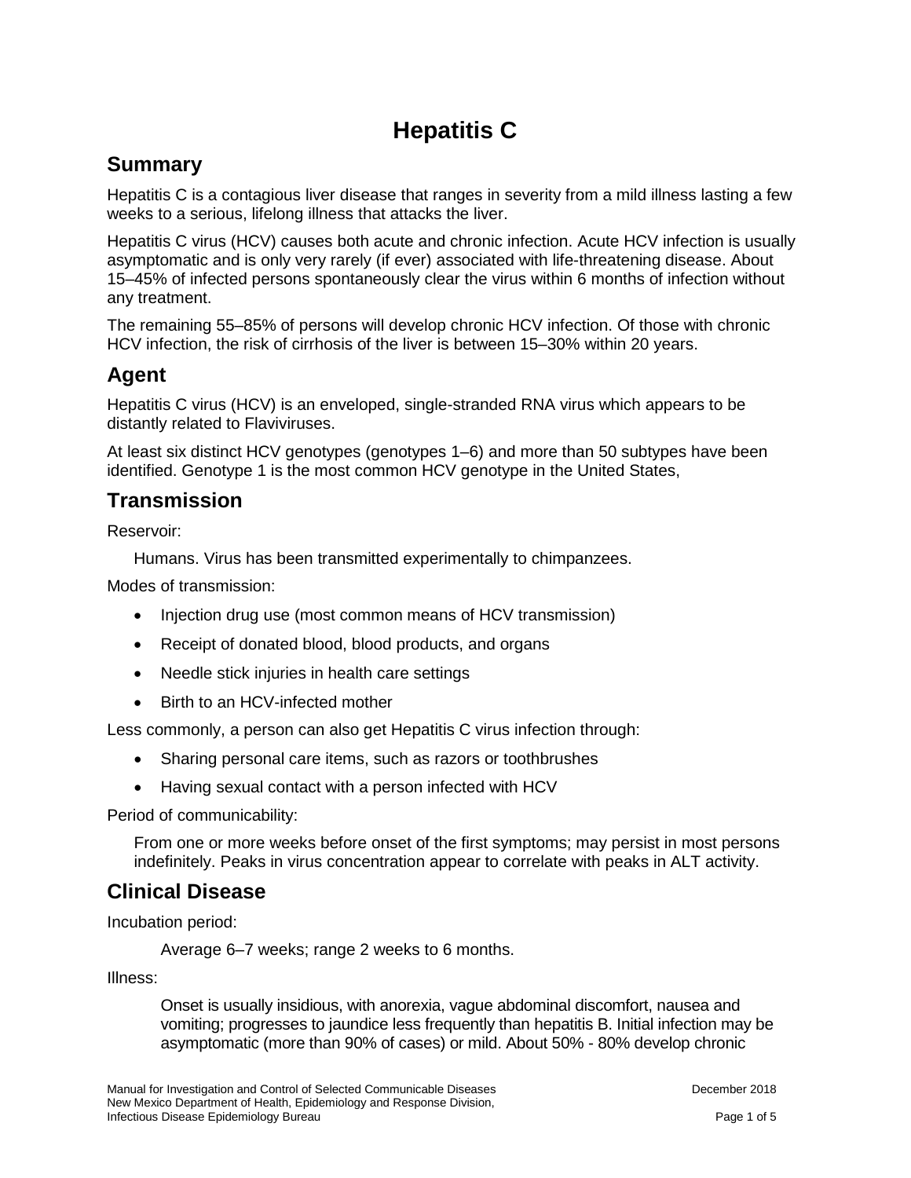# Hepatitis C

## Summary

Hepatitis C is a contagious liver disease that ranges in severity from a mild illness lasting a few weeks to a serious, lifelong illness that attacks the liver.

Hepatitis C virus (HCV) causes both acute and chronic infection. Acute HCV infection is usually asymptomatic and is only very rarely (if ever) associated with life-threatening disease. About 15–45% of infected persons spontaneously clear the virus within 6 months of infection without any treatment.

The remaining 55–85% of persons will develop chronic HCV infection. Of those with chronic HCV infection, the risk of cirrhosis of the liver is between 15–30% within 20 years.

## Agent

Hepatitis C virus (HCV) is an enveloped, single-stranded RNA virus which appears to be distantly related to Flaviviruses.

At least six distinct HCV genotypes (genotypes 1–6) and more than 50 subtypes have been identified. Genotype 1 is the most common HCV genotype in the United States,

## Transmission

Reservoir:

Humans. Virus has been transmitted experimentally to chimpanzees.

Modes of transmission:

- Injection drug use (most common means of HCV transmission)
- Receipt of donated blood, blood products, and organs
- Needle stick injuries in health care settings
- Birth to an HCV-infected mother

Less commonly, a person can also get Hepatitis C virus infection through:

- Sharing personal care items, such as razors or toothbrushes
- Having sexual contact with a person infected with HCV

Period of communicability:

From one or more weeks before onset of the first symptoms; may persist in most persons indefinitely. Peaks in virus concentration appear to correlate with peaks in ALT activity.

## Clinical Disease

Incubation period:

Average 6–7 weeks; range 2 weeks to 6 months.

Illness:

Onset is usually insidious, with anorexia, vague abdominal discomfort, nausea and vomiting; progresses to jaundice less frequently than hepatitis B. Initial infection may be asymptomatic (more than 90% of cases) or mild. About 50% - 80% develop chronic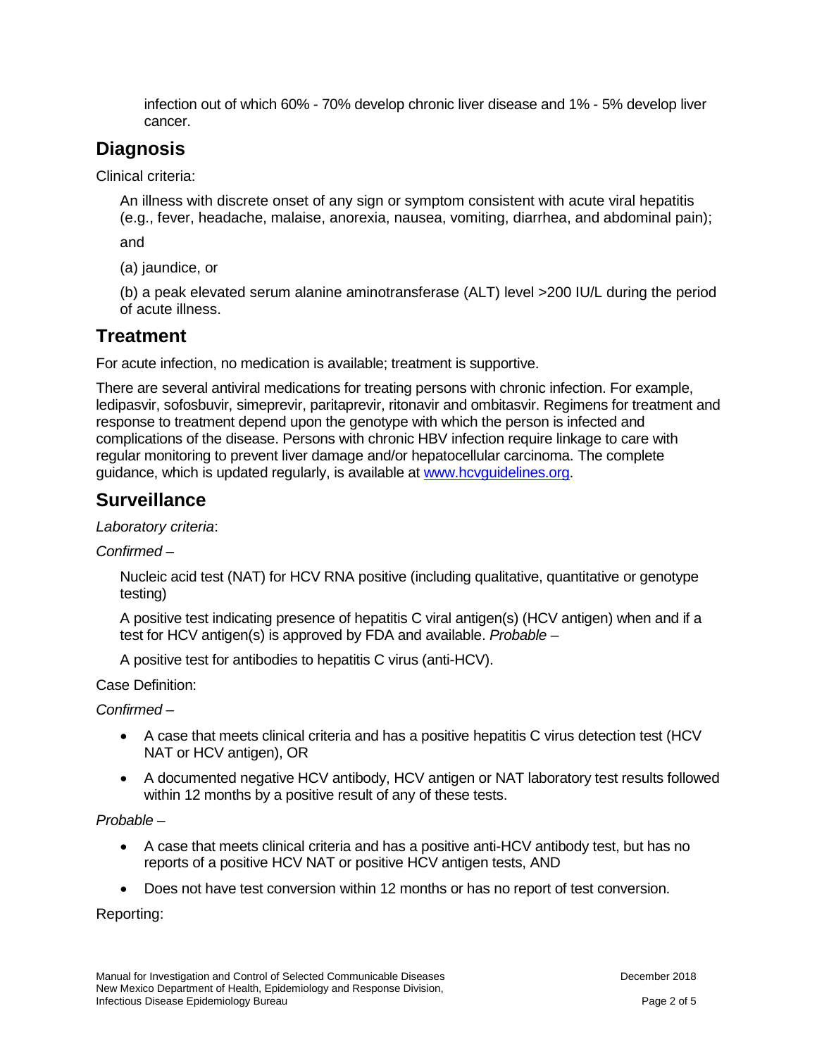infection out of which 60% - 70% develop chronic liver disease and 1% - 5% develop liver cancer.

## Diagnosis

Clinical criteria:

An illness with discrete onset of any sign or symptom consistent with acute viral hepatitis (e.g., fever, headache, malaise, anorexia, nausea, vomiting, diarrhea, and abdominal pain);

and

(a) jaundice, or

(b) a peak elevated serum alanine aminotransferase (ALT) level >200 IU/L during the period of acute illness.

## Treatment

For acute infection, no medication is available; treatment is supportive.

There are several antiviral medications for treating persons with chronic infection. For example, ledipasvir, sofosbuvir, simeprevir, paritaprevir, ritonavir and ombitasvir. Regimens for treatment and response to treatment depend upon the genotype with which the person is infected and complications of the disease. Persons with chronic HBV infection require linkage to care with regular monitoring to prevent liver damage and/or hepatocellular carcinoma. The complete guidance, which is updated regularly, is available at [www.hcvguidelines.org](http://www.hcvguidelines.org).

## Surveillance

*Laboratory criteria*:

*Confirmed –*

Nucleic acid test (NAT) for HCV RNA positive (including qualitative, quantitative or genotype testing)

A positive test indicating presence of hepatitis C viral antigen(s) (HCV antigen) when and if a test for HCV antigen(s) is approved by FDA and available. *Probable –*

A positive test for antibodies to hepatitis C virus (anti-HCV).

Case Definition:

*Confirmed –*

- A case that meets clinical criteria and has a positive hepatitis C virus detection test (HCV NAT or HCV antigen), OR
- A documented negative HCV antibody, HCV antigen or NAT laboratory test results followed within 12 months by a positive result of any of these tests.

*Probable –*

- A case that meets clinical criteria and has a positive anti-HCV antibody test, but has no reports of a positive HCV NAT or positive HCV antigen tests, AND
- Does not have test conversion within 12 months or has no report of test conversion.

Reporting: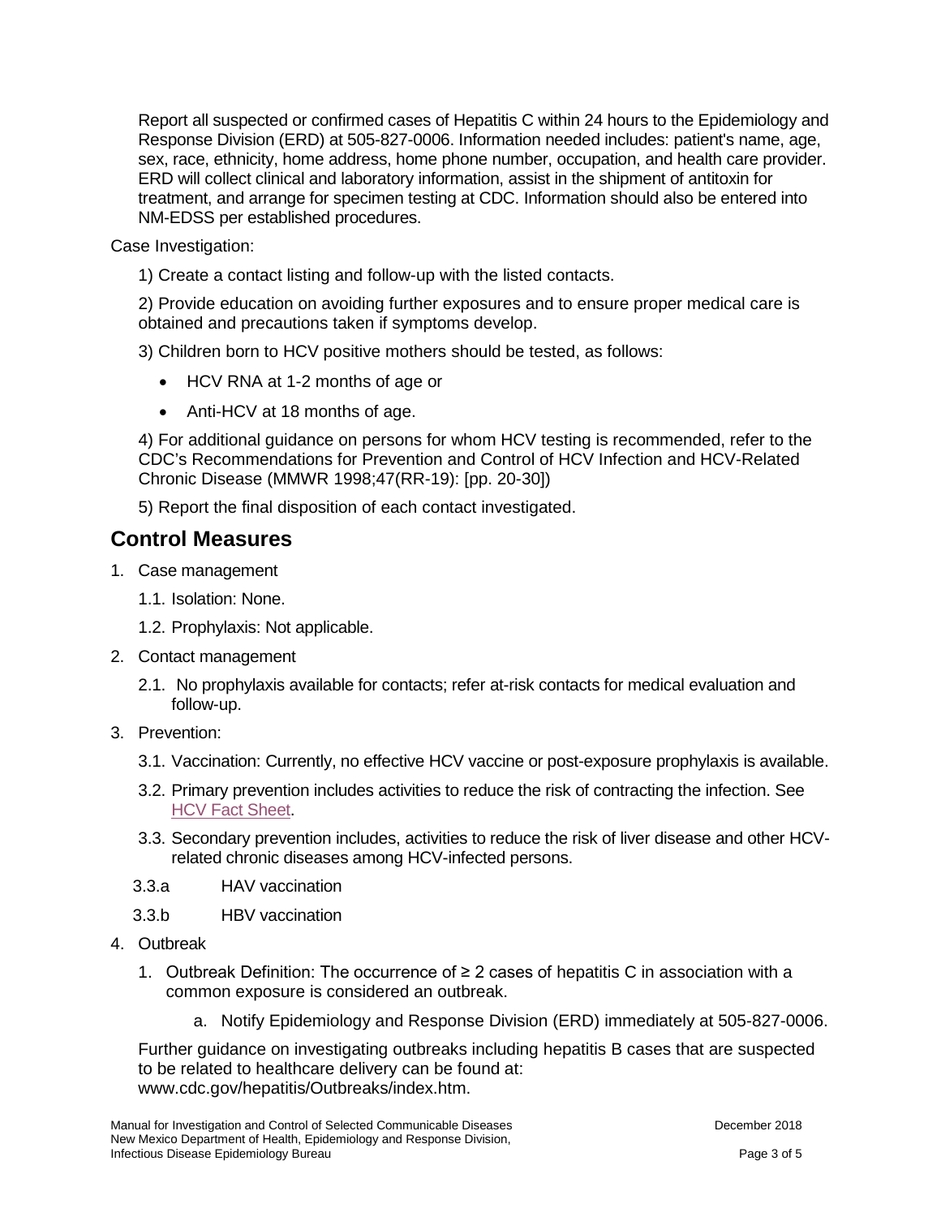Report all suspected or confirmed cases of Hepatitis C within 24 hours to the Epidemiology and Response Division (ERD) at 505-827-0006. Information needed includes: patient's name, age, sex, race, ethnicity, home address, home phone number, occupation, and health care provider. ERD will collect clinical and laboratory information, assist in the shipment of antitoxin for treatment, and arrange for specimen testing at CDC. Information should also be entered into NM-EDSS per established procedures.

Case Investigation:

1) Create a contact listing and follow-up with the listed contacts.

2) Provide education on avoiding further exposures and to ensure proper medical care is obtained and precautions taken if symptoms develop.

3) Children born to HCV positive mothers should be tested, as follows:

- HCV RNA at 1-2 months of age or
- Anti-HCV at 18 months of age.

4) For additional guidance on persons for whom HCV testing is recommended, refer to the CDC's Recommendations for Prevention and Control of HCV Infection and HCV-Related Chronic Disease (MMWR 1998;47(RR-19): [pp. 20-30])

5) Report the final disposition of each contact investigated.

## Control Measures

1. Case management
   - 1.1. Isolation: None.
   - 1.2. Prophylaxis: Not applicable.
2. Contact management
   - 2.1. No prophylaxis available for contacts; refer at-risk contacts for medical evaluation and follow-up.
3. Prevention:
   - 3.1. Vaccination: Currently, no effective HCV vaccine or post-exposure prophylaxis is available.
   - 3.2. Primary prevention includes activities to reduce the risk of contracting the infection. See [HCV Fact Sheet](#).
   - 3.3. Secondary prevention includes, activities to reduce the risk of liver disease and other HCV-related chronic diseases among HCV-infected persons.
   - 3.3.a HAV vaccination
   - 3.3.b HBV vaccination
4. Outbreak
   1. Outbreak Definition: The occurrence of ≥ 2 cases of hepatitis C in association with a common exposure is considered an outbreak.
      - a. Notify Epidemiology and Response Division (ERD) immediately at 505-827-0006.

   Further guidance on investigating outbreaks including hepatitis B cases that are suspected to be related to healthcare delivery can be found at: www.cdc.gov/hepatitis/Outbreaks/index.htm.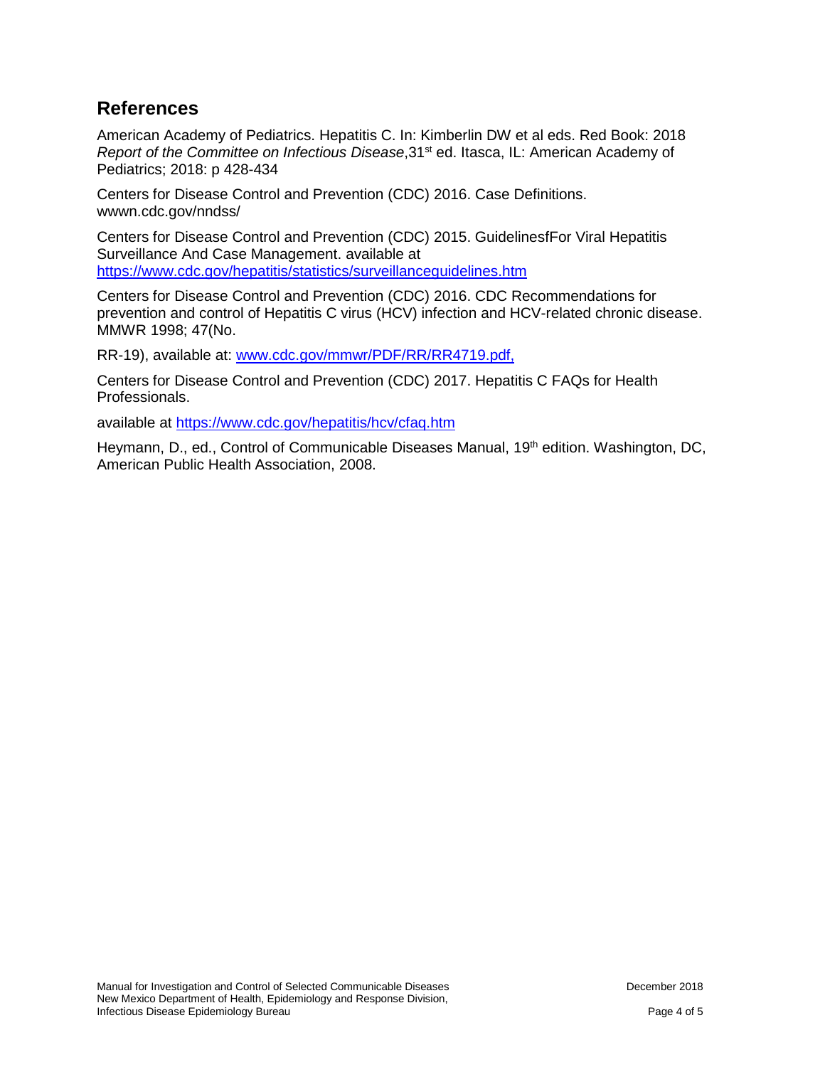## References

American Academy of Pediatrics. Hepatitis C. In: Kimberlin DW et al eds. Red Book: 2018 *Report of the Committee on Infectious Disease*,31st ed. Itasca, IL: American Academy of Pediatrics; 2018: p 428-434

Centers for Disease Control and Prevention (CDC) 2016. Case Definitions. wwwn.cdc.gov/nndss/

Centers for Disease Control and Prevention (CDC) 2015. GuidelinesfFor Viral Hepatitis Surveillance And Case Management. available at https://www.cdc.gov/hepatitis/statistics/surveillanceguidelines.htm

Centers for Disease Control and Prevention (CDC) 2016. CDC Recommendations for prevention and control of Hepatitis C virus (HCV) infection and HCV-related chronic disease. MMWR 1998; 47(No.

RR-19), available at: www.cdc.gov/mmwr/PDF/RR/RR4719.pdf,

Centers for Disease Control and Prevention (CDC) 2017. Hepatitis C FAQs for Health Professionals.

available at https://www.cdc.gov/hepatitis/hcv/cfaq.htm

Heymann, D., ed., Control of Communicable Diseases Manual, 19th edition. Washington, DC, American Public Health Association, 2008.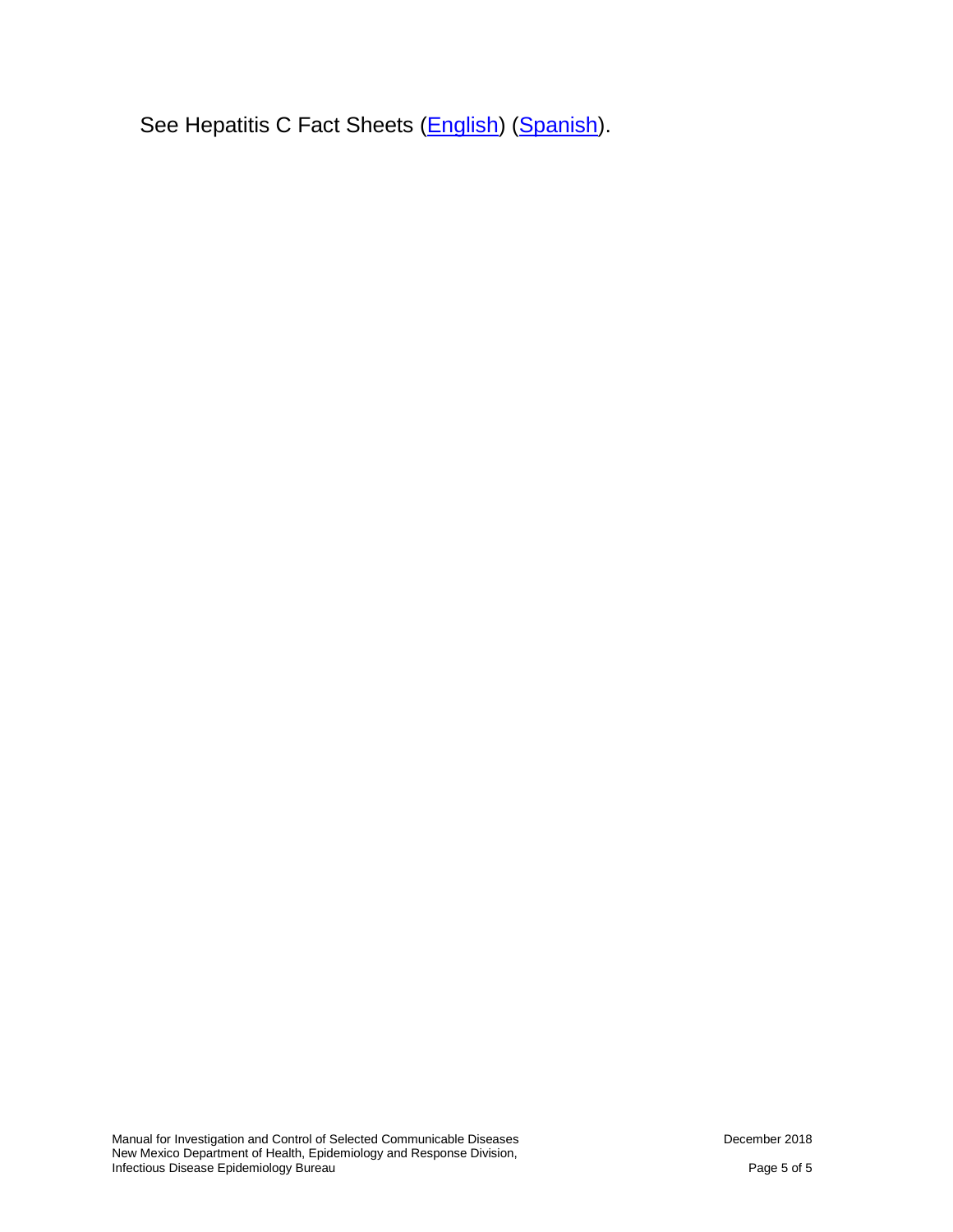See Hepatitis C Fact Sheets (English) (Spanish).